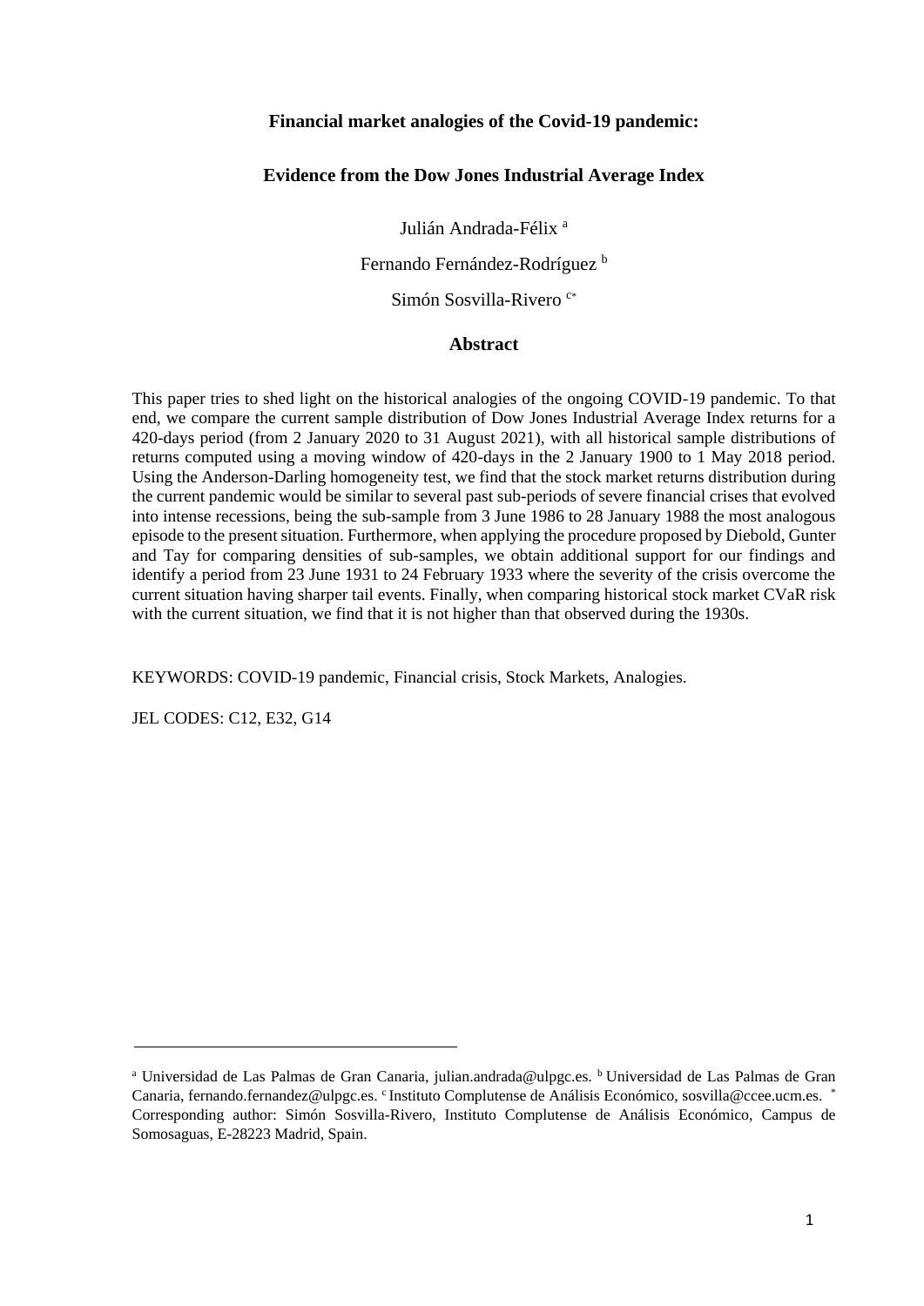**Financial market analogies of the Covid-19 pandemic:**

**Evidence from the Dow Jones Industrial Average Index**

Julián Andrada-Félix [a]

Fernando Fernández-Rodríguez [b]

Simón Sosvilla-Rivero [c*]

## Abstract

This paper tries to shed light on the historical analogies of the ongoing COVID-19 pandemic. To that end, we compare the current sample distribution of Dow Jones Industrial Average Index returns for a 420-days period (from 2 January 2020 to 31 August 2021), with all historical sample distributions of returns computed using a moving window of 420-days in the 2 January 1900 to 1 May 2018 period. Using the Anderson-Darling homogeneity test, we find that the stock market returns distribution during the current pandemic would be similar to several past sub-periods of severe financial crises that evolved into intense recessions, being the sub-sample from 3 June 1986 to 28 January 1988 the most analogous episode to the present situation. Furthermore, when applying the procedure proposed by Diebold, Gunter and Tay for comparing densities of sub-samples, we obtain additional support for our findings and identify a period from 23 June 1931 to 24 February 1933 where the severity of the crisis overcome the current situation having sharper tail events. Finally, when comparing historical stock market CVaR risk with the current situation, we find that it is not higher than that observed during the 1930s.

KEYWORDS: COVID-19 pandemic, Financial crisis, Stock Markets, Analogies.

JEL CODES: C12, E32, G14

---

[a] Universidad de Las Palmas de Gran Canaria, julian.andrada@ulpgc.es. [b] Universidad de Las Palmas de Gran Canaria, fernando.fernandez@ulpgc.es. [c] Instituto Complutense de Análisis Económico, sosvilla@ccee.ucm.es. [*] Corresponding author: Simón Sosvilla-Rivero, Instituto Complutense de Análisis Económico, Campus de Somosaguas, E-28223 Madrid, Spain.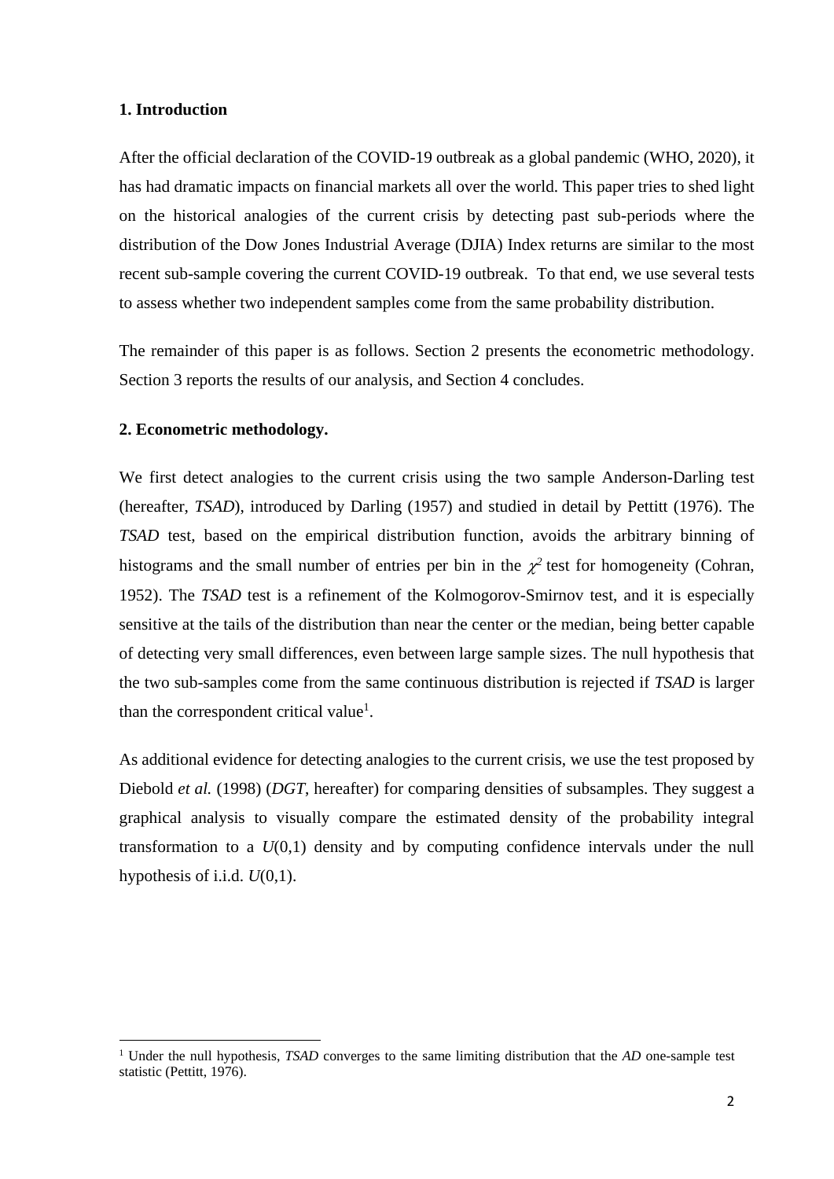## 1. Introduction

After the official declaration of the COVID-19 outbreak as a global pandemic (WHO, 2020), it has had dramatic impacts on financial markets all over the world. This paper tries to shed light on the historical analogies of the current crisis by detecting past sub-periods where the distribution of the Dow Jones Industrial Average (DJIA) Index returns are similar to the most recent sub-sample covering the current COVID-19 outbreak. To that end, we use several tests to assess whether two independent samples come from the same probability distribution.

The remainder of this paper is as follows. Section 2 presents the econometric methodology. Section 3 reports the results of our analysis, and Section 4 concludes.

## 2. Econometric methodology.

We first detect analogies to the current crisis using the two sample Anderson-Darling test (hereafter, *TSAD*), introduced by Darling (1957) and studied in detail by Pettitt (1976). The *TSAD* test, based on the empirical distribution function, avoids the arbitrary binning of histograms and the small number of entries per bin in the $\chi^2$ test for homogeneity (Cohran, 1952). The *TSAD* test is a refinement of the Kolmogorov-Smirnov test, and it is especially sensitive at the tails of the distribution than near the center or the median, being better capable of detecting very small differences, even between large sample sizes. The null hypothesis that the two sub-samples come from the same continuous distribution is rejected if *TSAD* is larger than the correspondent critical value[1].

As additional evidence for detecting analogies to the current crisis, we use the test proposed by Diebold *et al.* (1998) (*DGT*, hereafter) for comparing densities of subsamples. They suggest a graphical analysis to visually compare the estimated density of the probability integral transformation to a $U(0,1)$ density and by computing confidence intervals under the null hypothesis of i.i.d. $U(0,1)$.

[1] Under the null hypothesis, *TSAD* converges to the same limiting distribution that the *AD* one-sample test statistic (Pettitt, 1976).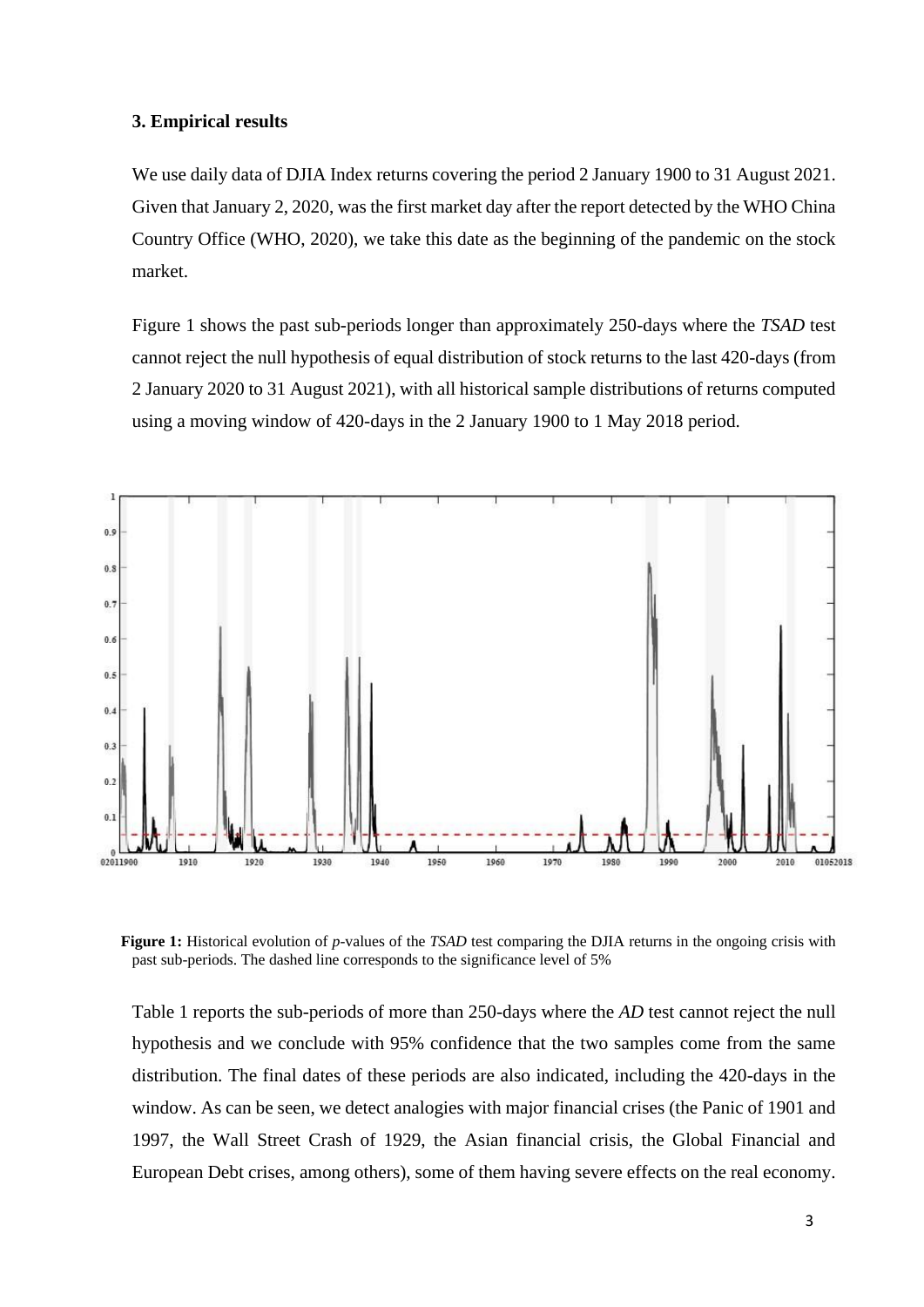### 3. Empirical results

We use daily data of DJIA Index returns covering the period 2 January 1900 to 31 August 2021. Given that January 2, 2020, was the first market day after the report detected by the WHO China Country Office (WHO, 2020), we take this date as the beginning of the pandemic on the stock market.

Figure 1 shows the past sub-periods longer than approximately 250-days where the *TSAD* test cannot reject the null hypothesis of equal distribution of stock returns to the last 420-days (from 2 January 2020 to 31 August 2021), with all historical sample distributions of returns computed using a moving window of 420-days in the 2 January 1900 to 1 May 2018 period.

**Figure 1:** Historical evolution of *p*-values of the *TSAD* test comparing the DJIA returns in the ongoing crisis with past sub-periods. The dashed line corresponds to the significance level of 5%

Table 1 reports the sub-periods of more than 250-days where the *AD* test cannot reject the null hypothesis and we conclude with 95% confidence that the two samples come from the same distribution. The final dates of these periods are also indicated, including the 420-days in the window. As can be seen, we detect analogies with major financial crises (the Panic of 1901 and 1997, the Wall Street Crash of 1929, the Asian financial crisis, the Global Financial and European Debt crises, among others), some of them having severe effects on the real economy.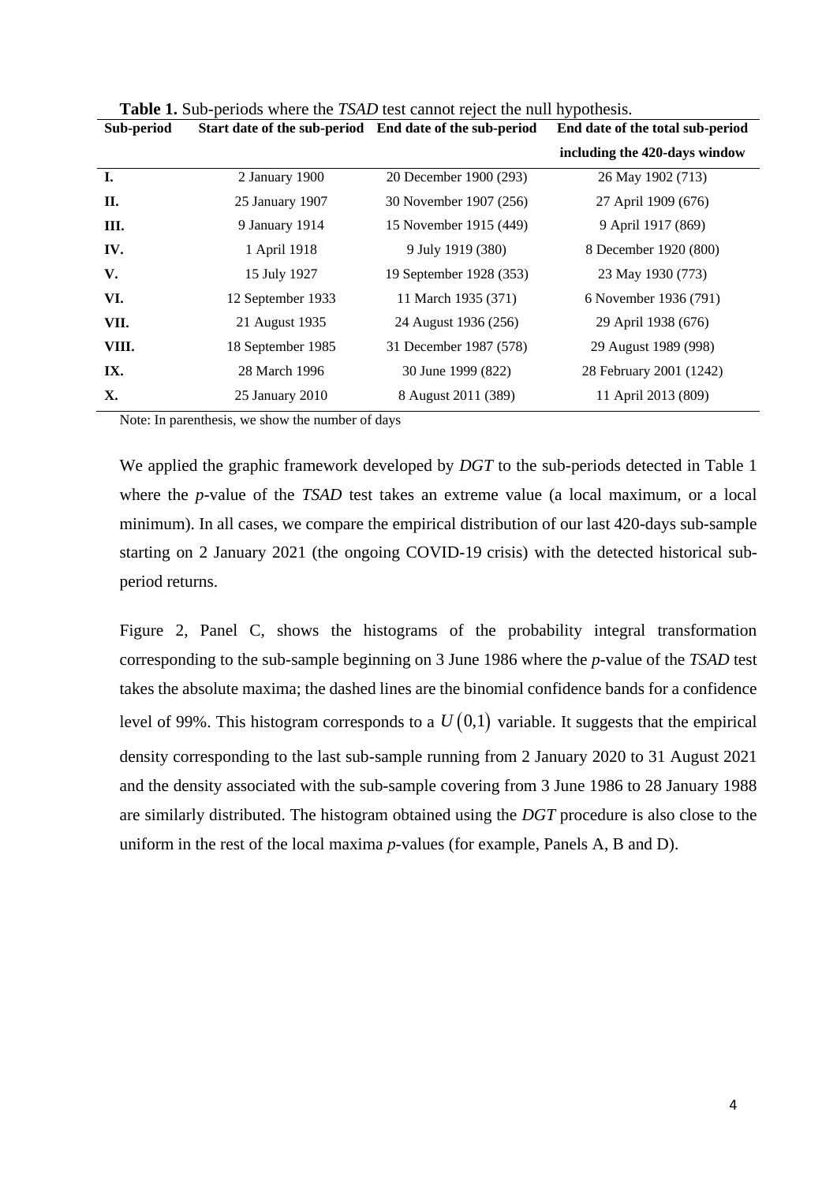**Table 1.** Sub-periods where the *TSAD* test cannot reject the null hypothesis.

| Sub-period | Start date of the sub-period | End date of the sub-period | End date of the total sub-period including the 420-days window |
|---|---|---|---|
| **I.** | 2 January 1900 | 20 December 1900 (293) | 26 May 1902 (713) |
| **II.** | 25 January 1907 | 30 November 1907 (256) | 27 April 1909 (676) |
| **III.** | 9 January 1914 | 15 November 1915 (449) | 9 April 1917 (869) |
| **IV.** | 1 April 1918 | 9 July 1919 (380) | 8 December 1920 (800) |
| **V.** | 15 July 1927 | 19 September 1928 (353) | 23 May 1930 (773) |
| **VI.** | 12 September 1933 | 11 March 1935 (371) | 6 November 1936 (791) |
| **VII.** | 21 August 1935 | 24 August 1936 (256) | 29 April 1938 (676) |
| **VIII.** | 18 September 1985 | 31 December 1987 (578) | 29 August 1989 (998) |
| **IX.** | 28 March 1996 | 30 June 1999 (822) | 28 February 2001 (1242) |
| **X.** | 25 January 2010 | 8 August 2011 (389) | 11 April 2013 (809) |

Note: In parenthesis, we show the number of days

We applied the graphic framework developed by *DGT* to the sub-periods detected in Table 1 where the *p*-value of the *TSAD* test takes an extreme value (a local maximum, or a local minimum). In all cases, we compare the empirical distribution of our last 420-days sub-sample starting on 2 January 2021 (the ongoing COVID-19 crisis) with the detected historical sub-period returns.

Figure 2, Panel C, shows the histograms of the probability integral transformation corresponding to the sub-sample beginning on 3 June 1986 where the *p*-value of the *TSAD* test takes the absolute maxima; the dashed lines are the binomial confidence bands for a confidence level of 99%. This histogram corresponds to a $U(0,1)$ variable. It suggests that the empirical density corresponding to the last sub-sample running from 2 January 2020 to 31 August 2021 and the density associated with the sub-sample covering from 3 June 1986 to 28 January 1988 are similarly distributed. The histogram obtained using the *DGT* procedure is also close to the uniform in the rest of the local maxima *p*-values (for example, Panels A, B and D).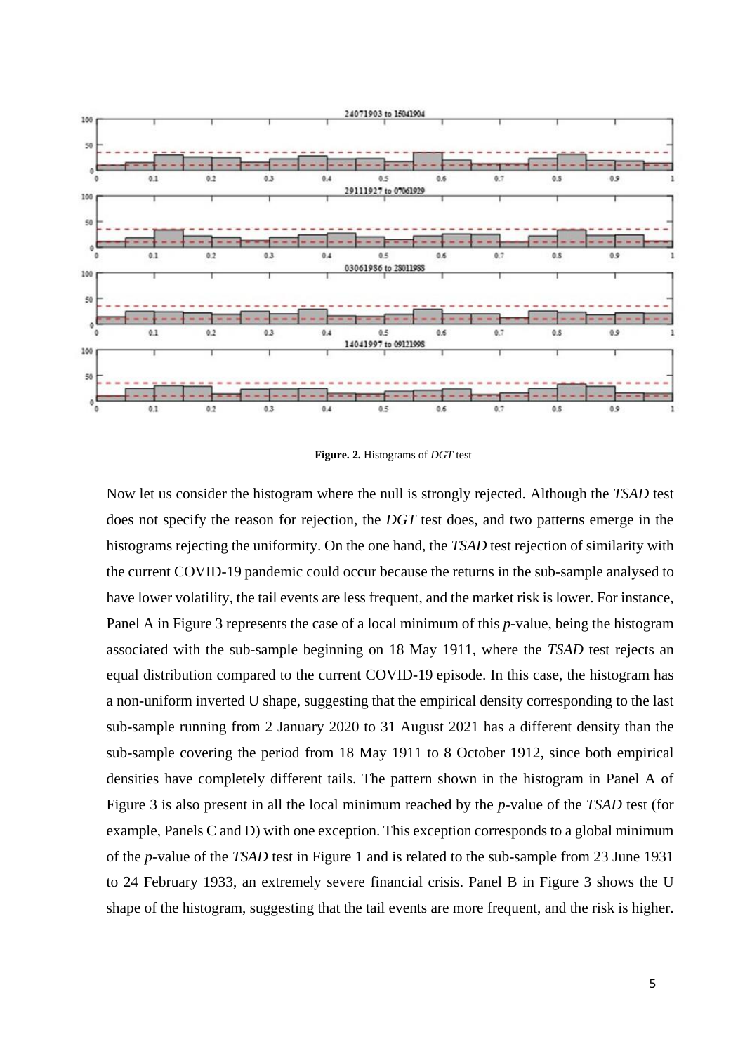**Figure. 2.** Histograms of *DGT* test

Now let us consider the histogram where the null is strongly rejected. Although the *TSAD* test does not specify the reason for rejection, the *DGT* test does, and two patterns emerge in the histograms rejecting the uniformity. On the one hand, the *TSAD* test rejection of similarity with the current COVID-19 pandemic could occur because the returns in the sub-sample analysed to have lower volatility, the tail events are less frequent, and the market risk is lower. For instance, Panel A in Figure 3 represents the case of a local minimum of this *p*-value, being the histogram associated with the sub-sample beginning on 18 May 1911, where the *TSAD* test rejects an equal distribution compared to the current COVID-19 episode. In this case, the histogram has a non-uniform inverted U shape, suggesting that the empirical density corresponding to the last sub-sample running from 2 January 2020 to 31 August 2021 has a different density than the sub-sample covering the period from 18 May 1911 to 8 October 1912, since both empirical densities have completely different tails. The pattern shown in the histogram in Panel A of Figure 3 is also present in all the local minimum reached by the *p*-value of the *TSAD* test (for example, Panels C and D) with one exception. This exception corresponds to a global minimum of the *p*-value of the *TSAD* test in Figure 1 and is related to the sub-sample from 23 June 1931 to 24 February 1933, an extremely severe financial crisis. Panel B in Figure 3 shows the U shape of the histogram, suggesting that the tail events are more frequent, and the risk is higher.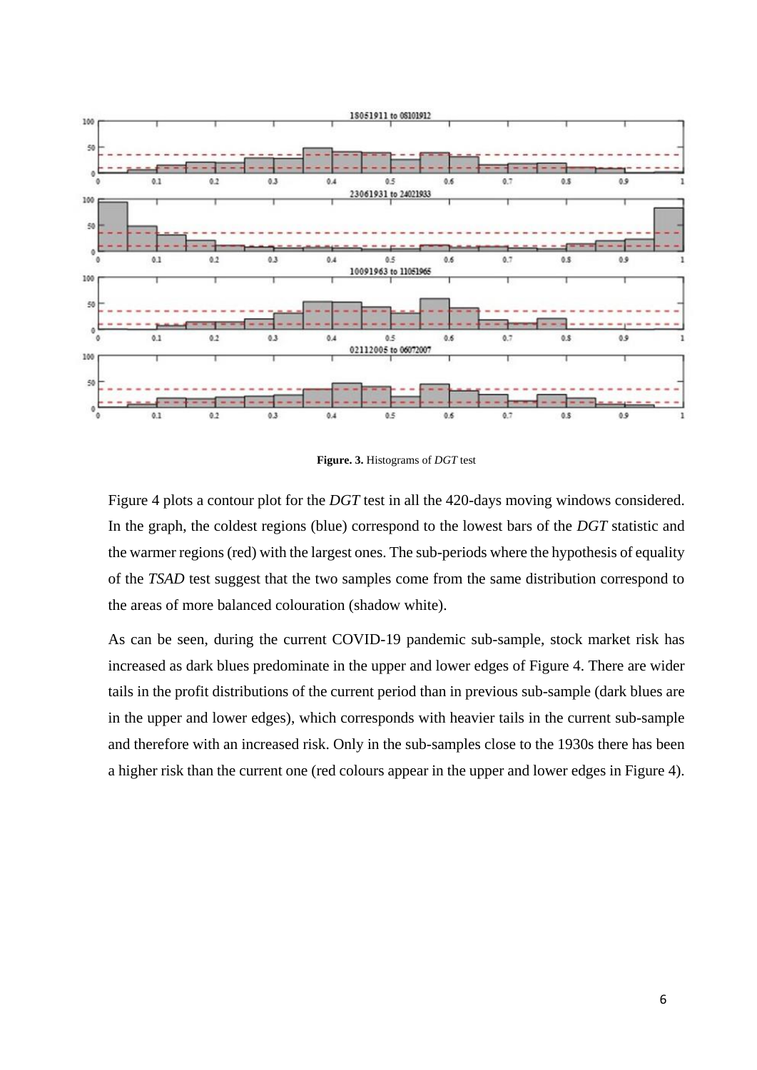**Figure. 3.** Histograms of *DGT* test

Figure 4 plots a contour plot for the *DGT* test in all the 420-days moving windows considered. In the graph, the coldest regions (blue) correspond to the lowest bars of the *DGT* statistic and the warmer regions (red) with the largest ones. The sub-periods where the hypothesis of equality of the *TSAD* test suggest that the two samples come from the same distribution correspond to the areas of more balanced colouration (shadow white).

As can be seen, during the current COVID-19 pandemic sub-sample, stock market risk has increased as dark blues predominate in the upper and lower edges of Figure 4. There are wider tails in the profit distributions of the current period than in previous sub-sample (dark blues are in the upper and lower edges), which corresponds with heavier tails in the current sub-sample and therefore with an increased risk. Only in the sub-samples close to the 1930s there has been a higher risk than the current one (red colours appear in the upper and lower edges in Figure 4).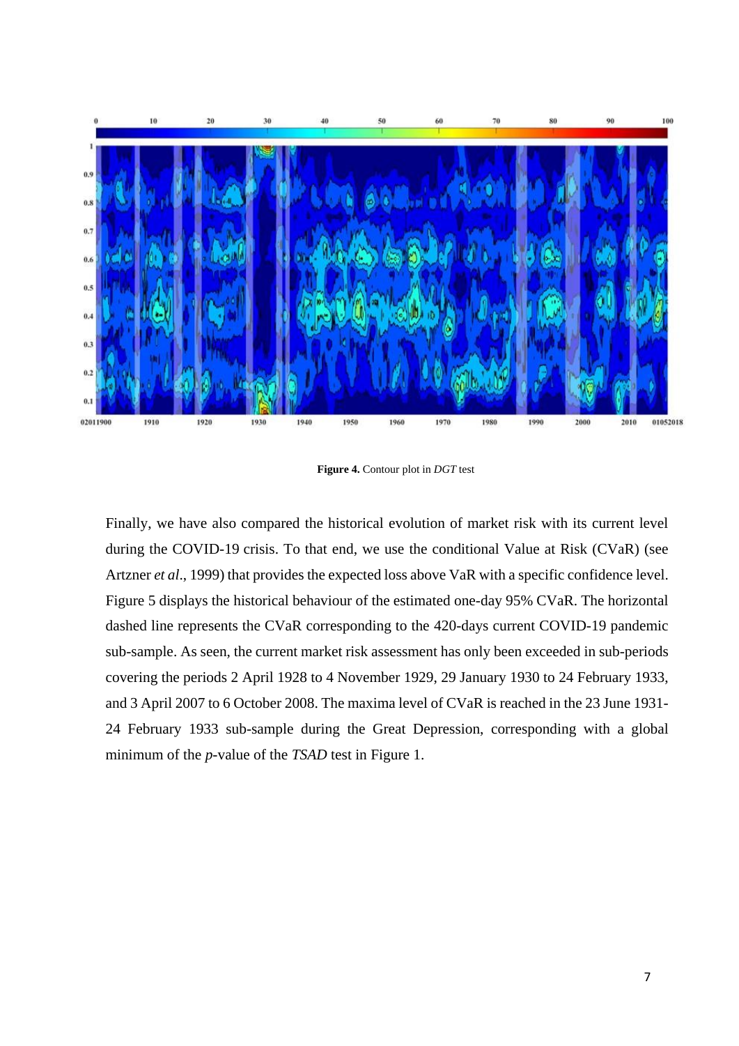**Figure 4.** Contour plot in *DGT* test

Finally, we have also compared the historical evolution of market risk with its current level during the COVID-19 crisis. To that end, we use the conditional Value at Risk (CVaR) (see Artzner *et al*., 1999) that provides the expected loss above VaR with a specific confidence level. Figure 5 displays the historical behaviour of the estimated one-day 95% CVaR. The horizontal dashed line represents the CVaR corresponding to the 420-days current COVID-19 pandemic sub-sample. As seen, the current market risk assessment has only been exceeded in sub-periods covering the periods 2 April 1928 to 4 November 1929, 29 January 1930 to 24 February 1933, and 3 April 2007 to 6 October 2008. The maxima level of CVaR is reached in the 23 June 1931-24 February 1933 sub-sample during the Great Depression, corresponding with a global minimum of the *p*-value of the *TSAD* test in Figure 1.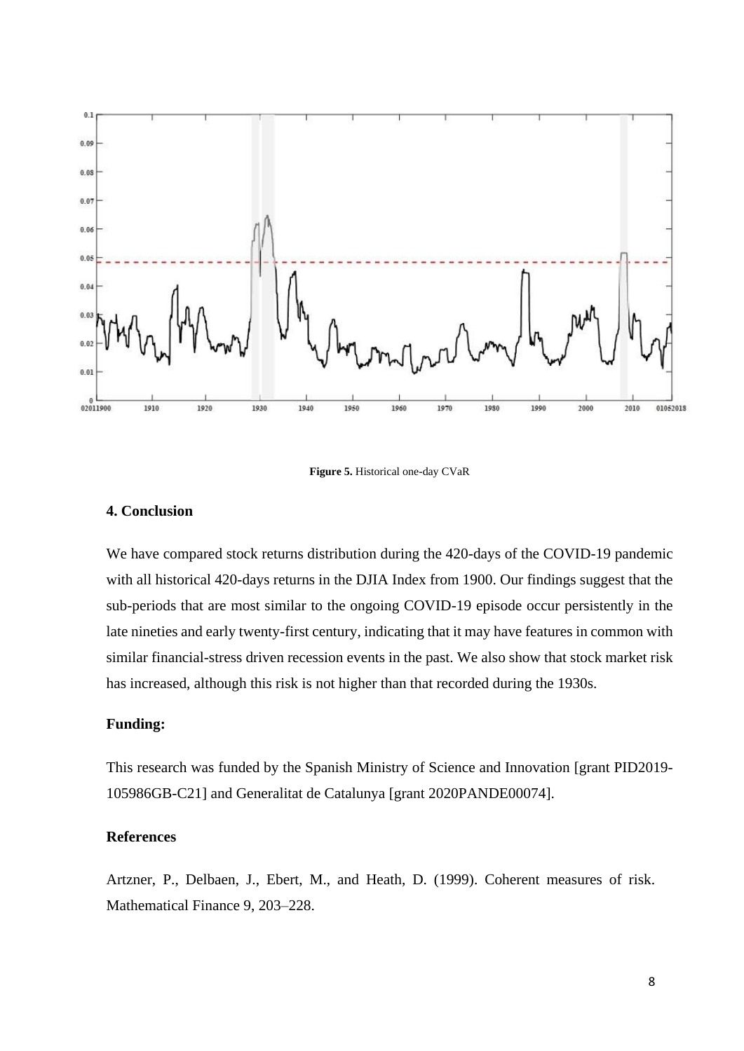**Figure 5.** Historical one-day CVaR

## 4. Conclusion

We have compared stock returns distribution during the 420-days of the COVID-19 pandemic with all historical 420-days returns in the DJIA Index from 1900. Our findings suggest that the sub-periods that are most similar to the ongoing COVID-19 episode occur persistently in the late nineties and early twenty-first century, indicating that it may have features in common with similar financial-stress driven recession events in the past. We also show that stock market risk has increased, although this risk is not higher than that recorded during the 1930s.

**Funding:**

This research was funded by the Spanish Ministry of Science and Innovation [grant PID2019-105986GB-C21] and Generalitat de Catalunya [grant 2020PANDE00074].

**References**

Artzner, P., Delbaen, J., Ebert, M., and Heath, D. (1999). Coherent measures of risk. Mathematical Finance 9, 203–228.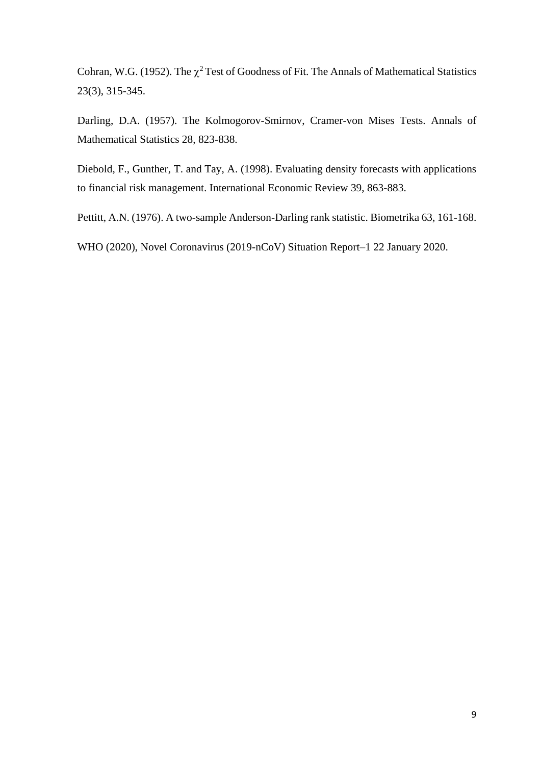Cohran, W.G. (1952). The $\chi^2$ Test of Goodness of Fit. The Annals of Mathematical Statistics 23(3), 315-345.

Darling, D.A. (1957). The Kolmogorov-Smirnov, Cramer-von Mises Tests. Annals of Mathematical Statistics 28, 823-838.

Diebold, F., Gunther, T. and Tay, A. (1998). Evaluating density forecasts with applications to financial risk management. International Economic Review 39, 863-883.

Pettitt, A.N. (1976). A two-sample Anderson-Darling rank statistic. Biometrika 63, 161-168.

WHO (2020), Novel Coronavirus (2019-nCoV) Situation Report–1 22 January 2020.